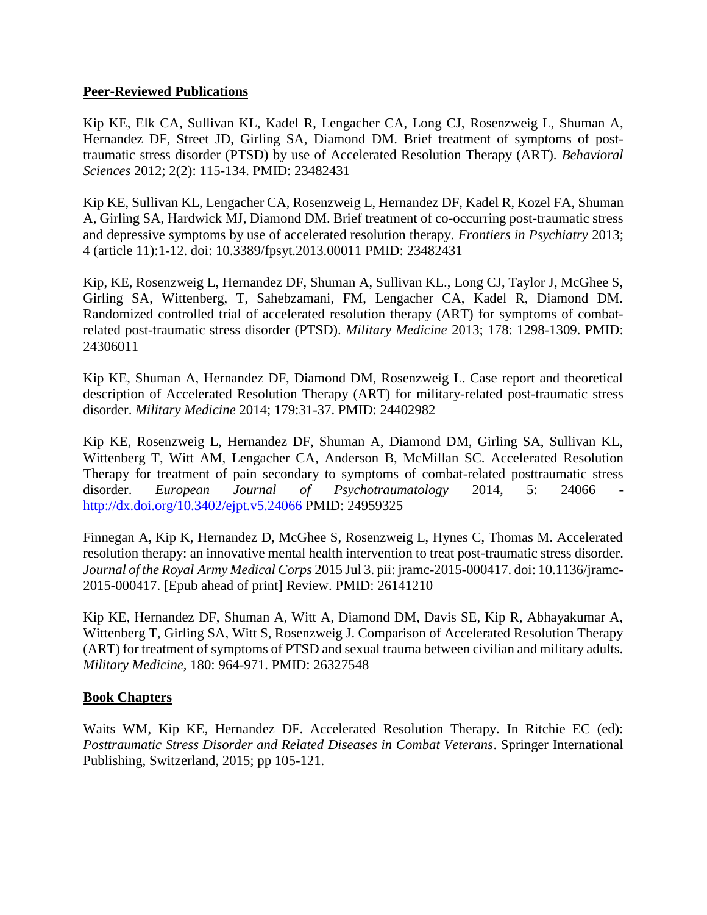## Peer-Reviewed Publications

Kip KE, Elk CA, Sullivan KL, Kadel R, Lengacher CA, Long CJ, Rosenzweig L, Shuman A, Hernandez DF, Street JD, Girling SA, Diamond DM. Brief treatment of symptoms of post-traumatic stress disorder (PTSD) by use of Accelerated Resolution Therapy (ART). *Behavioral Sciences* 2012; 2(2): 115-134. PMID: 23482431

Kip KE, Sullivan KL, Lengacher CA, Rosenzweig L, Hernandez DF, Kadel R, Kozel FA, Shuman A, Girling SA, Hardwick MJ, Diamond DM. Brief treatment of co-occurring post-traumatic stress and depressive symptoms by use of accelerated resolution therapy. *Frontiers in Psychiatry* 2013; 4 (article 11):1-12. doi: 10.3389/fpsyt.2013.00011 PMID: 23482431

Kip, KE, Rosenzweig L, Hernandez DF, Shuman A, Sullivan KL., Long CJ, Taylor J, McGhee S, Girling SA, Wittenberg, T, Sahebzamani, FM, Lengacher CA, Kadel R, Diamond DM. Randomized controlled trial of accelerated resolution therapy (ART) for symptoms of combat-related post-traumatic stress disorder (PTSD). *Military Medicine* 2013; 178: 1298-1309. PMID: 24306011

Kip KE, Shuman A, Hernandez DF, Diamond DM, Rosenzweig L. Case report and theoretical description of Accelerated Resolution Therapy (ART) for military-related post-traumatic stress disorder. *Military Medicine* 2014; 179:31-37. PMID: 24402982

Kip KE, Rosenzweig L, Hernandez DF, Shuman A, Diamond DM, Girling SA, Sullivan KL, Wittenberg T, Witt AM, Lengacher CA, Anderson B, McMillan SC. Accelerated Resolution Therapy for treatment of pain secondary to symptoms of combat-related posttraumatic stress disorder. *European Journal of Psychotraumatology* 2014, 5: 24066 - http://dx.doi.org/10.3402/ejpt.v5.24066 PMID: 24959325

Finnegan A, Kip K, Hernandez D, McGhee S, Rosenzweig L, Hynes C, Thomas M. Accelerated resolution therapy: an innovative mental health intervention to treat post-traumatic stress disorder. *Journal of the Royal Army Medical Corps* 2015 Jul 3. pii: jramc-2015-000417. doi: 10.1136/jramc-2015-000417. [Epub ahead of print] Review. PMID: 26141210

Kip KE, Hernandez DF, Shuman A, Witt A, Diamond DM, Davis SE, Kip R, Abhayakumar A, Wittenberg T, Girling SA, Witt S, Rosenzweig J. Comparison of Accelerated Resolution Therapy (ART) for treatment of symptoms of PTSD and sexual trauma between civilian and military adults. *Military Medicine,* 180: 964-971. PMID: 26327548

## Book Chapters

Waits WM, Kip KE, Hernandez DF. Accelerated Resolution Therapy. In Ritchie EC (ed): *Posttraumatic Stress Disorder and Related Diseases in Combat Veterans*. Springer International Publishing, Switzerland, 2015; pp 105-121.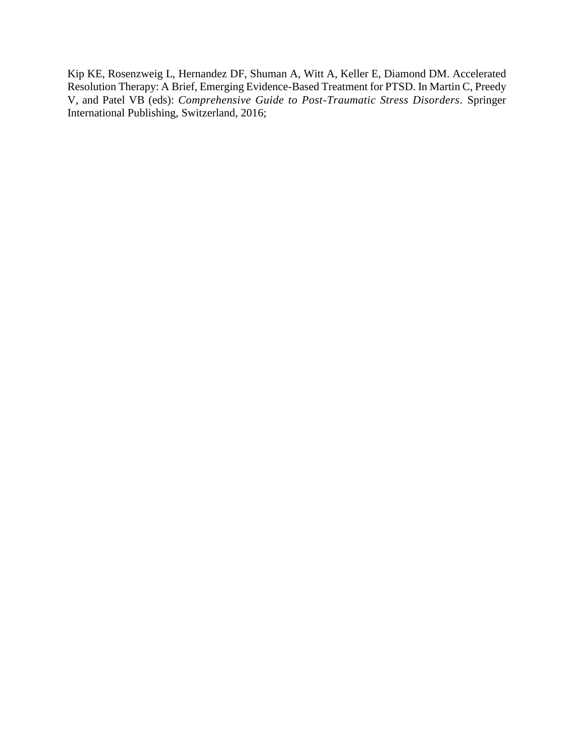Kip KE, Rosenzweig L, Hernandez DF, Shuman A, Witt A, Keller E, Diamond DM. Accelerated Resolution Therapy: A Brief, Emerging Evidence-Based Treatment for PTSD. In Martin C, Preedy V, and Patel VB (eds): *Comprehensive Guide to Post-Traumatic Stress Disorders*. Springer International Publishing, Switzerland, 2016;